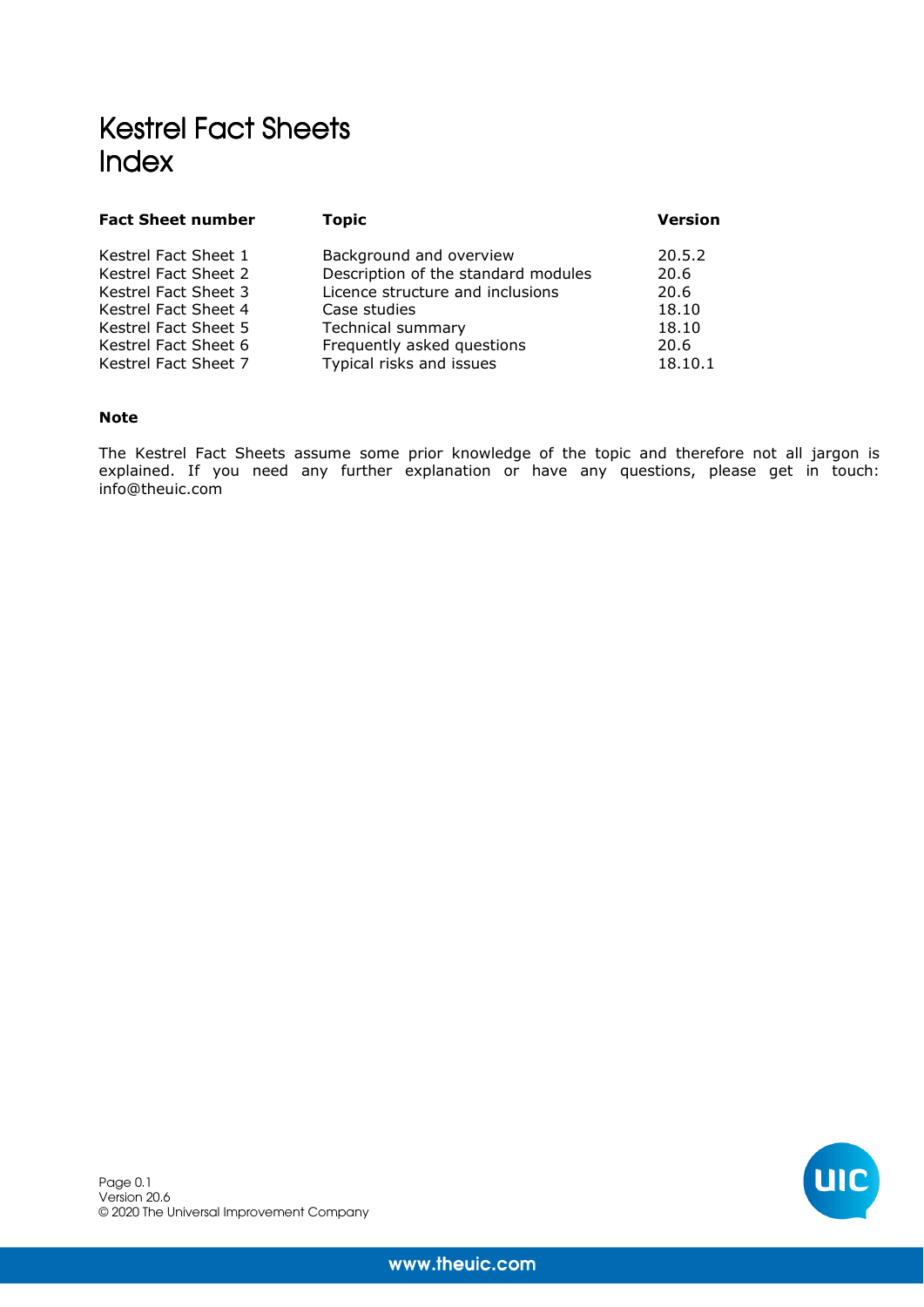# Kestrel Fact Sheets
# Index

| Fact Sheet number | Topic | Version |
|---|---|---|
| Kestrel Fact Sheet 1 | Background and overview | 20.5.2 |
| Kestrel Fact Sheet 2 | Description of the standard modules | 20.6 |
| Kestrel Fact Sheet 3 | Licence structure and inclusions | 20.6 |
| Kestrel Fact Sheet 4 | Case studies | 18.10 |
| Kestrel Fact Sheet 5 | Technical summary | 18.10 |
| Kestrel Fact Sheet 6 | Frequently asked questions | 20.6 |
| Kestrel Fact Sheet 7 | Typical risks and issues | 18.10.1 |

**Note**

The Kestrel Fact Sheets assume some prior knowledge of the topic and therefore not all jargon is explained. If you need any further explanation or have any questions, please get in touch: info@theuic.com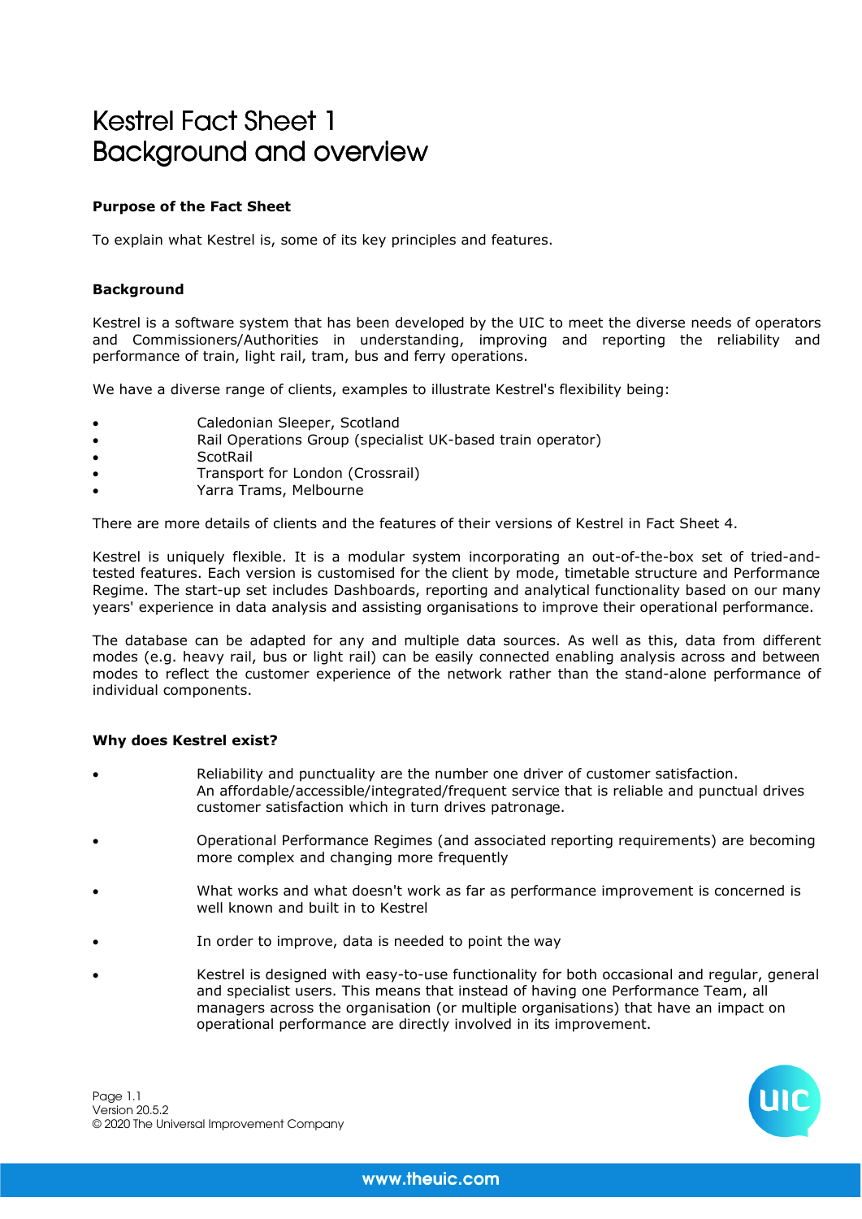# Kestrel Fact Sheet 1
# Background and overview

**Purpose of the Fact Sheet**

To explain what Kestrel is, some of its key principles and features.

**Background**

Kestrel is a software system that has been developed by the UIC to meet the diverse needs of operators and Commissioners/Authorities in understanding, improving and reporting the reliability and performance of train, light rail, tram, bus and ferry operations.

We have a diverse range of clients, examples to illustrate Kestrel's flexibility being:

- Caledonian Sleeper, Scotland
- Rail Operations Group (specialist UK-based train operator)
- ScotRail
- Transport for London (Crossrail)
- Yarra Trams, Melbourne

There are more details of clients and the features of their versions of Kestrel in Fact Sheet 4.

Kestrel is uniquely flexible. It is a modular system incorporating an out-of-the-box set of tried-and-tested features. Each version is customised for the client by mode, timetable structure and Performance Regime. The start-up set includes Dashboards, reporting and analytical functionality based on our many years' experience in data analysis and assisting organisations to improve their operational performance.

The database can be adapted for any and multiple data sources. As well as this, data from different modes (e.g. heavy rail, bus or light rail) can be easily connected enabling analysis across and between modes to reflect the customer experience of the network rather than the stand-alone performance of individual components.

**Why does Kestrel exist?**

- Reliability and punctuality are the number one driver of customer satisfaction. An affordable/accessible/integrated/frequent service that is reliable and punctual drives customer satisfaction which in turn drives patronage.
- Operational Performance Regimes (and associated reporting requirements) are becoming more complex and changing more frequently
- What works and what doesn't work as far as performance improvement is concerned is well known and built in to Kestrel
- In order to improve, data is needed to point the way
- Kestrel is designed with easy-to-use functionality for both occasional and regular, general and specialist users. This means that instead of having one Performance Team, all managers across the organisation (or multiple organisations) that have an impact on operational performance are directly involved in its improvement.

Page 1.1
Version 20.5.2
© 2020 The Universal Improvement Company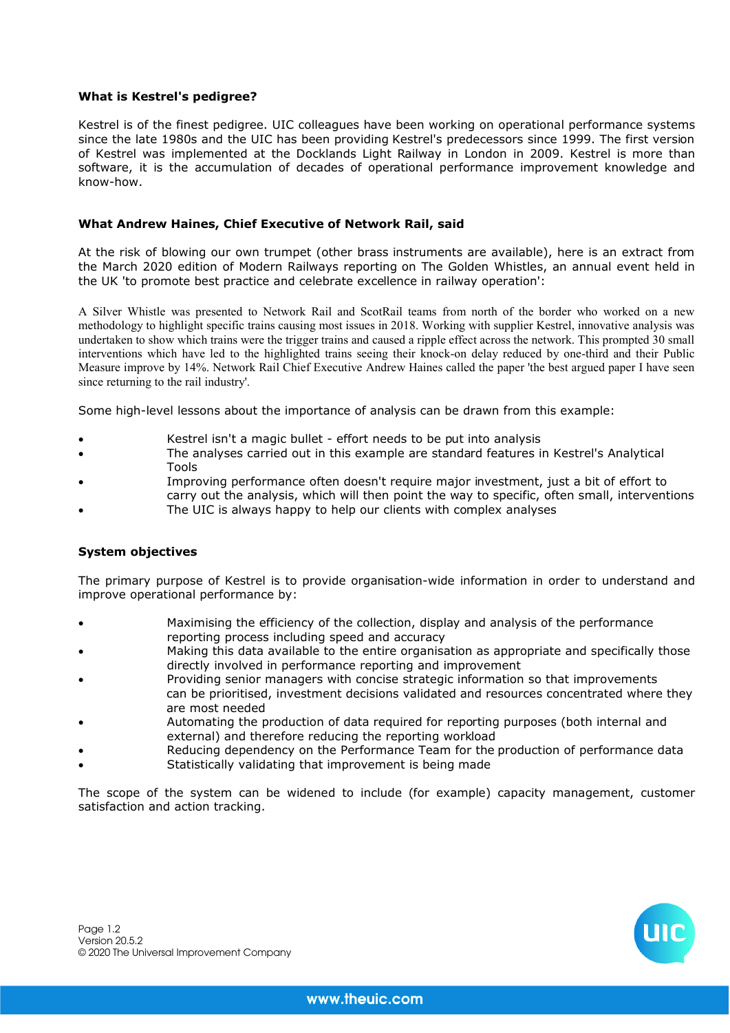### What is Kestrel's pedigree?

Kestrel is of the finest pedigree. UIC colleagues have been working on operational performance systems since the late 1980s and the UIC has been providing Kestrel's predecessors since 1999. The first version of Kestrel was implemented at the Docklands Light Railway in London in 2009. Kestrel is more than software, it is the accumulation of decades of operational performance improvement knowledge and know-how.

### What Andrew Haines, Chief Executive of Network Rail, said

At the risk of blowing our own trumpet (other brass instruments are available), here is an extract from the March 2020 edition of Modern Railways reporting on The Golden Whistles, an annual event held in the UK 'to promote best practice and celebrate excellence in railway operation':

> A Silver Whistle was presented to Network Rail and ScotRail teams from north of the border who worked on a new methodology to highlight specific trains causing most issues in 2018. Working with supplier Kestrel, innovative analysis was undertaken to show which trains were the trigger trains and caused a ripple effect across the network. This prompted 30 small interventions which have led to the highlighted trains seeing their knock-on delay reduced by one-third and their Public Measure improve by 14%. Network Rail Chief Executive Andrew Haines called the paper 'the best argued paper I have seen since returning to the rail industry'.

Some high-level lessons about the importance of analysis can be drawn from this example:

- Kestrel isn't a magic bullet - effort needs to be put into analysis
- The analyses carried out in this example are standard features in Kestrel's Analytical Tools
- Improving performance often doesn't require major investment, just a bit of effort to carry out the analysis, which will then point the way to specific, often small, interventions
- The UIC is always happy to help our clients with complex analyses

### System objectives

The primary purpose of Kestrel is to provide organisation-wide information in order to understand and improve operational performance by:

- Maximising the efficiency of the collection, display and analysis of the performance reporting process including speed and accuracy
- Making this data available to the entire organisation as appropriate and specifically those directly involved in performance reporting and improvement
- Providing senior managers with concise strategic information so that improvements can be prioritised, investment decisions validated and resources concentrated where they are most needed
- Automating the production of data required for reporting purposes (both internal and external) and therefore reducing the reporting workload
- Reducing dependency on the Performance Team for the production of performance data
- Statistically validating that improvement is being made

The scope of the system can be widened to include (for example) capacity management, customer satisfaction and action tracking.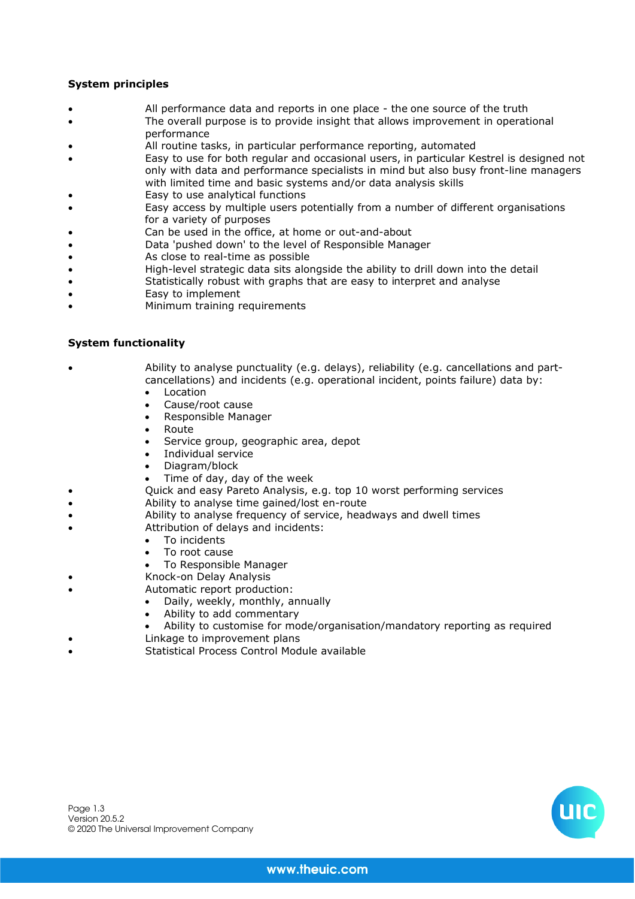**System principles**

- All performance data and reports in one place - the one source of the truth
- The overall purpose is to provide insight that allows improvement in operational performance
- All routine tasks, in particular performance reporting, automated
- Easy to use for both regular and occasional users, in particular Kestrel is designed not only with data and performance specialists in mind but also busy front-line managers with limited time and basic systems and/or data analysis skills
- Easy to use analytical functions
- Easy access by multiple users potentially from a number of different organisations for a variety of purposes
- Can be used in the office, at home or out-and-about
- Data 'pushed down' to the level of Responsible Manager
- As close to real-time as possible
- High-level strategic data sits alongside the ability to drill down into the detail
- Statistically robust with graphs that are easy to interpret and analyse
- Easy to implement
- Minimum training requirements

**System functionality**

- Ability to analyse punctuality (e.g. delays), reliability (e.g. cancellations and part-cancellations) and incidents (e.g. operational incident, points failure) data by:
  - Location
  - Cause/root cause
  - Responsible Manager
  - Route
  - Service group, geographic area, depot
  - Individual service
  - Diagram/block
  - Time of day, day of the week
- Quick and easy Pareto Analysis, e.g. top 10 worst performing services
- Ability to analyse time gained/lost en-route
- Ability to analyse frequency of service, headways and dwell times
- Attribution of delays and incidents:
  - To incidents
  - To root cause
  - To Responsible Manager
- Knock-on Delay Analysis
- Automatic report production:
  - Daily, weekly, monthly, annually
  - Ability to add commentary
  - Ability to customise for mode/organisation/mandatory reporting as required
- Linkage to improvement plans
- Statistical Process Control Module available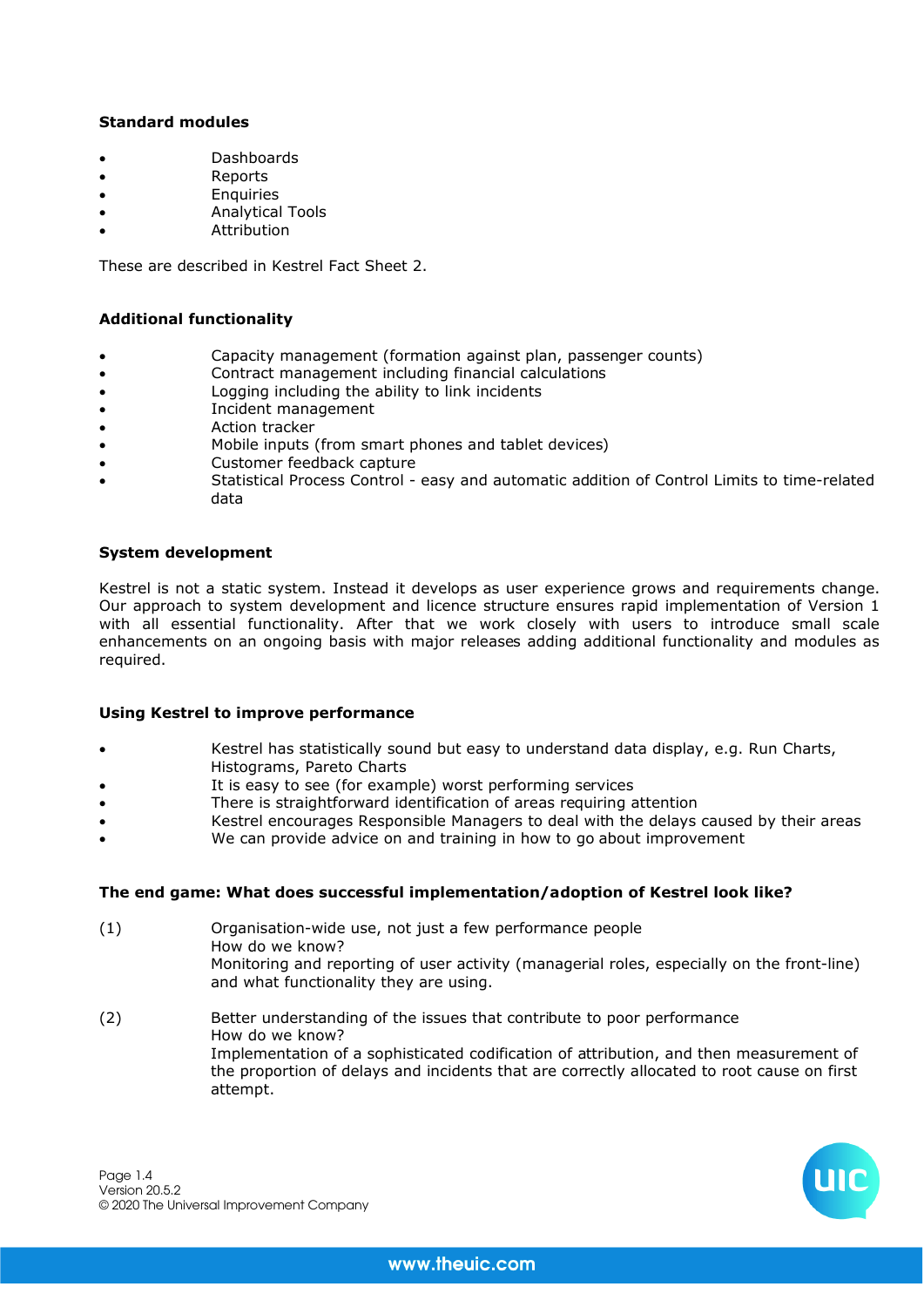**Standard modules**

- Dashboards
- Reports
- Enquiries
- Analytical Tools
- Attribution

These are described in Kestrel Fact Sheet 2.

**Additional functionality**

- Capacity management (formation against plan, passenger counts)
- Contract management including financial calculations
- Logging including the ability to link incidents
- Incident management
- Action tracker
- Mobile inputs (from smart phones and tablet devices)
- Customer feedback capture
- Statistical Process Control - easy and automatic addition of Control Limits to time-related data

**System development**

Kestrel is not a static system. Instead it develops as user experience grows and requirements change. Our approach to system development and licence structure ensures rapid implementation of Version 1 with all essential functionality. After that we work closely with users to introduce small scale enhancements on an ongoing basis with major releases adding additional functionality and modules as required.

**Using Kestrel to improve performance**

- Kestrel has statistically sound but easy to understand data display, e.g. Run Charts, Histograms, Pareto Charts
- It is easy to see (for example) worst performing services
- There is straightforward identification of areas requiring attention
- Kestrel encourages Responsible Managers to deal with the delays caused by their areas
- We can provide advice on and training in how to go about improvement

**The end game: What does successful implementation/adoption of Kestrel look like?**

(1) Organisation-wide use, not just a few performance people
How do we know?
Monitoring and reporting of user activity (managerial roles, especially on the front-line) and what functionality they are using.

(2) Better understanding of the issues that contribute to poor performance
How do we know?
Implementation of a sophisticated codification of attribution, and then measurement of the proportion of delays and incidents that are correctly allocated to root cause on first attempt.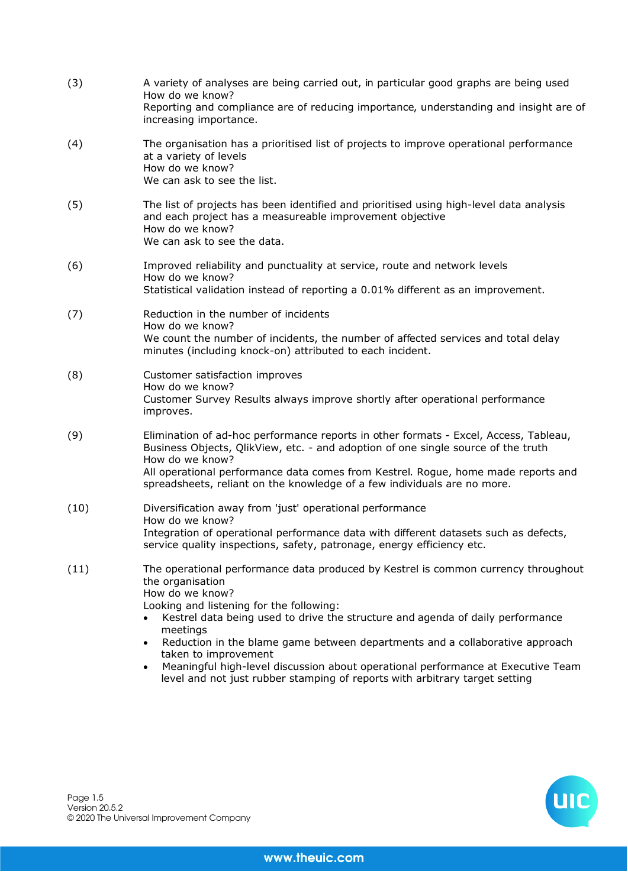(3) A variety of analyses are being carried out, in particular good graphs are being used
How do we know?
Reporting and compliance are of reducing importance, understanding and insight are of increasing importance.

(4) The organisation has a prioritised list of projects to improve operational performance at a variety of levels
How do we know?
We can ask to see the list.

(5) The list of projects has been identified and prioritised using high-level data analysis and each project has a measureable improvement objective
How do we know?
We can ask to see the data.

(6) Improved reliability and punctuality at service, route and network levels
How do we know?
Statistical validation instead of reporting a 0.01% different as an improvement.

(7) Reduction in the number of incidents
How do we know?
We count the number of incidents, the number of affected services and total delay minutes (including knock-on) attributed to each incident.

(8) Customer satisfaction improves
How do we know?
Customer Survey Results always improve shortly after operational performance improves.

(9) Elimination of ad-hoc performance reports in other formats - Excel, Access, Tableau, Business Objects, QlikView, etc. - and adoption of one single source of the truth
How do we know?
All operational performance data comes from Kestrel. Rogue, home made reports and spreadsheets, reliant on the knowledge of a few individuals are no more.

(10) Diversification away from 'just' operational performance
How do we know?
Integration of operational performance data with different datasets such as defects, service quality inspections, safety, patronage, energy efficiency etc.

(11) The operational performance data produced by Kestrel is common currency throughout the organisation
How do we know?
Looking and listening for the following:

- Kestrel data being used to drive the structure and agenda of daily performance meetings
- Reduction in the blame game between departments and a collaborative approach taken to improvement
- Meaningful high-level discussion about operational performance at Executive Team level and not just rubber stamping of reports with arbitrary target setting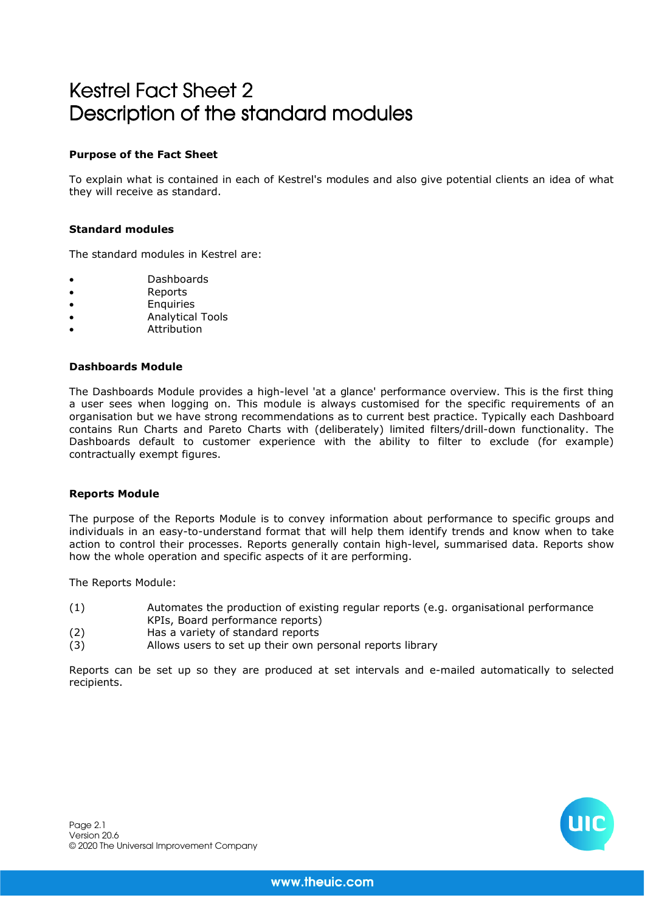# Kestrel Fact Sheet 2
# Description of the standard modules

**Purpose of the Fact Sheet**

To explain what is contained in each of Kestrel's modules and also give potential clients an idea of what they will receive as standard.

**Standard modules**

The standard modules in Kestrel are:

- Dashboards
- Reports
- Enquiries
- Analytical Tools
- Attribution

**Dashboards Module**

The Dashboards Module provides a high-level 'at a glance' performance overview. This is the first thing a user sees when logging on. This module is always customised for the specific requirements of an organisation but we have strong recommendations as to current best practice. Typically each Dashboard contains Run Charts and Pareto Charts with (deliberately) limited filters/drill-down functionality. The Dashboards default to customer experience with the ability to filter to exclude (for example) contractually exempt figures.

**Reports Module**

The purpose of the Reports Module is to convey information about performance to specific groups and individuals in an easy-to-understand format that will help them identify trends and know when to take action to control their processes. Reports generally contain high-level, summarised data. Reports show how the whole operation and specific aspects of it are performing.

The Reports Module:

(1) Automates the production of existing regular reports (e.g. organisational performance KPIs, Board performance reports)
(2) Has a variety of standard reports
(3) Allows users to set up their own personal reports library

Reports can be set up so they are produced at set intervals and e-mailed automatically to selected recipients.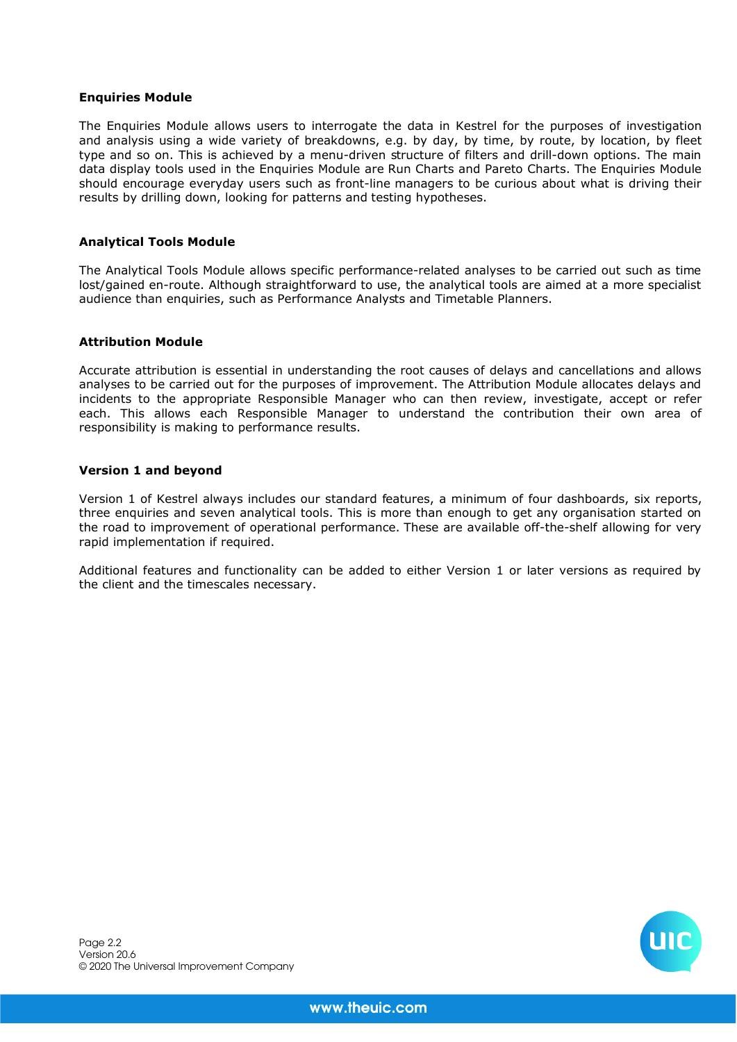### Enquiries Module

The Enquiries Module allows users to interrogate the data in Kestrel for the purposes of investigation and analysis using a wide variety of breakdowns, e.g. by day, by time, by route, by location, by fleet type and so on. This is achieved by a menu-driven structure of filters and drill-down options. The main data display tools used in the Enquiries Module are Run Charts and Pareto Charts. The Enquiries Module should encourage everyday users such as front-line managers to be curious about what is driving their results by drilling down, looking for patterns and testing hypotheses.

### Analytical Tools Module

The Analytical Tools Module allows specific performance-related analyses to be carried out such as time lost/gained en-route. Although straightforward to use, the analytical tools are aimed at a more specialist audience than enquiries, such as Performance Analysts and Timetable Planners.

### Attribution Module

Accurate attribution is essential in understanding the root causes of delays and cancellations and allows analyses to be carried out for the purposes of improvement. The Attribution Module allocates delays and incidents to the appropriate Responsible Manager who can then review, investigate, accept or refer each. This allows each Responsible Manager to understand the contribution their own area of responsibility is making to performance results.

### Version 1 and beyond

Version 1 of Kestrel always includes our standard features, a minimum of four dashboards, six reports, three enquiries and seven analytical tools. This is more than enough to get any organisation started on the road to improvement of operational performance. These are available off-the-shelf allowing for very rapid implementation if required.

Additional features and functionality can be added to either Version 1 or later versions as required by the client and the timescales necessary.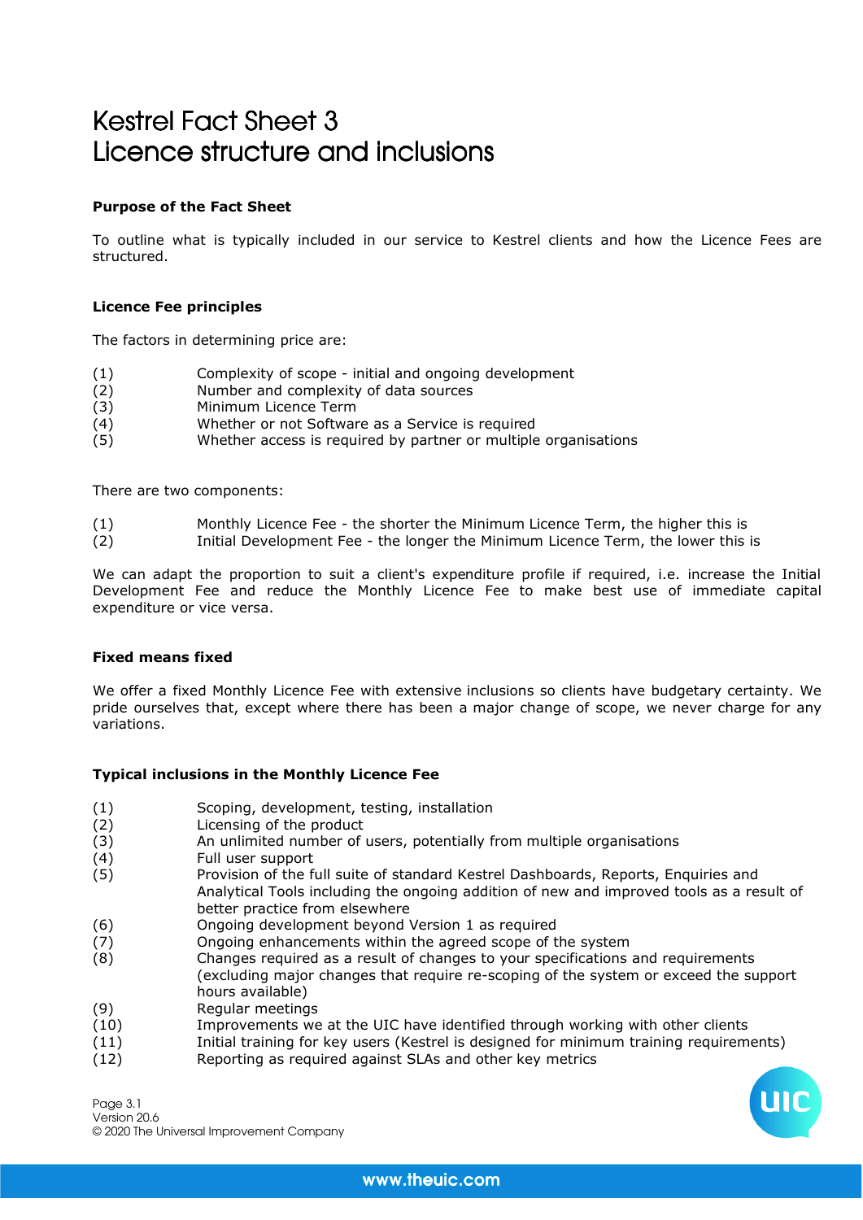# Kestrel Fact Sheet 3
# Licence structure and inclusions

**Purpose of the Fact Sheet**

To outline what is typically included in our service to Kestrel clients and how the Licence Fees are structured.

**Licence Fee principles**

The factors in determining price are:

(1) Complexity of scope - initial and ongoing development
(2) Number and complexity of data sources
(3) Minimum Licence Term
(4) Whether or not Software as a Service is required
(5) Whether access is required by partner or multiple organisations

There are two components:

(1) Monthly Licence Fee - the shorter the Minimum Licence Term, the higher this is
(2) Initial Development Fee - the longer the Minimum Licence Term, the lower this is

We can adapt the proportion to suit a client's expenditure profile if required, i.e. increase the Initial Development Fee and reduce the Monthly Licence Fee to make best use of immediate capital expenditure or vice versa.

**Fixed means fixed**

We offer a fixed Monthly Licence Fee with extensive inclusions so clients have budgetary certainty. We pride ourselves that, except where there has been a major change of scope, we never charge for any variations.

**Typical inclusions in the Monthly Licence Fee**

(1) Scoping, development, testing, installation
(2) Licensing of the product
(3) An unlimited number of users, potentially from multiple organisations
(4) Full user support
(5) Provision of the full suite of standard Kestrel Dashboards, Reports, Enquiries and Analytical Tools including the ongoing addition of new and improved tools as a result of better practice from elsewhere
(6) Ongoing development beyond Version 1 as required
(7) Ongoing enhancements within the agreed scope of the system
(8) Changes required as a result of changes to your specifications and requirements (excluding major changes that require re-scoping of the system or exceed the support hours available)
(9) Regular meetings
(10) Improvements we at the UIC have identified through working with other clients
(11) Initial training for key users (Kestrel is designed for minimum training requirements)
(12) Reporting as required against SLAs and other key metrics

Page 3.1
Version 20.6
© 2020 The Universal Improvement Company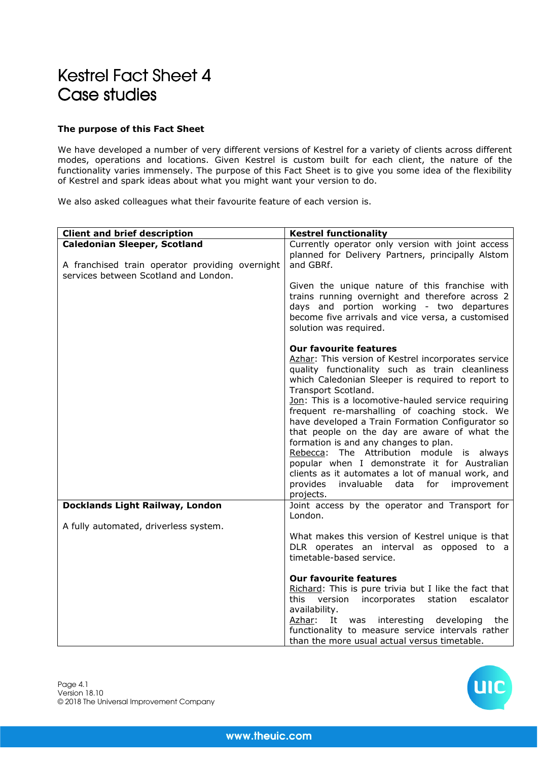# Kestrel Fact Sheet 4
# Case studies

**The purpose of this Fact Sheet**

We have developed a number of very different versions of Kestrel for a variety of clients across different modes, operations and locations. Given Kestrel is custom built for each client, the nature of the functionality varies immensely. The purpose of this Fact Sheet is to give you some idea of the flexibility of Kestrel and spark ideas about what you might want your version to do.

We also asked colleagues what their favourite feature of each version is.

| Client and brief description | Kestrel functionality |
|---|---|
| **Caledonian Sleeper, Scotland**<br><br>A franchised train operator providing overnight services between Scotland and London. | Currently operator only version with joint access planned for Delivery Partners, principally Alstom and GBRf.<br><br>Given the unique nature of this franchise with trains running overnight and therefore across 2 days and portion working - two departures become five arrivals and vice versa, a customised solution was required.<br><br>**Our favourite features**<br>Azhar: This version of Kestrel incorporates service quality functionality such as train cleanliness which Caledonian Sleeper is required to report to Transport Scotland.<br>Jon: This is a locomotive-hauled service requiring frequent re-marshalling of coaching stock. We have developed a Train Formation Configurator so that people on the day are aware of what the formation is and any changes to plan.<br>Rebecca: The Attribution module is always popular when I demonstrate it for Australian clients as it automates a lot of manual work, and provides invaluable data for improvement projects. |
| **Docklands Light Railway, London**<br><br>A fully automated, driverless system. | Joint access by the operator and Transport for London.<br><br>What makes this version of Kestrel unique is that DLR operates an interval as opposed to a timetable-based service.<br><br>**Our favourite features**<br>Richard: This is pure trivia but I like the fact that this version incorporates station escalator availability.<br>Azhar: It was interesting developing the functionality to measure service intervals rather than the more usual actual versus timetable. |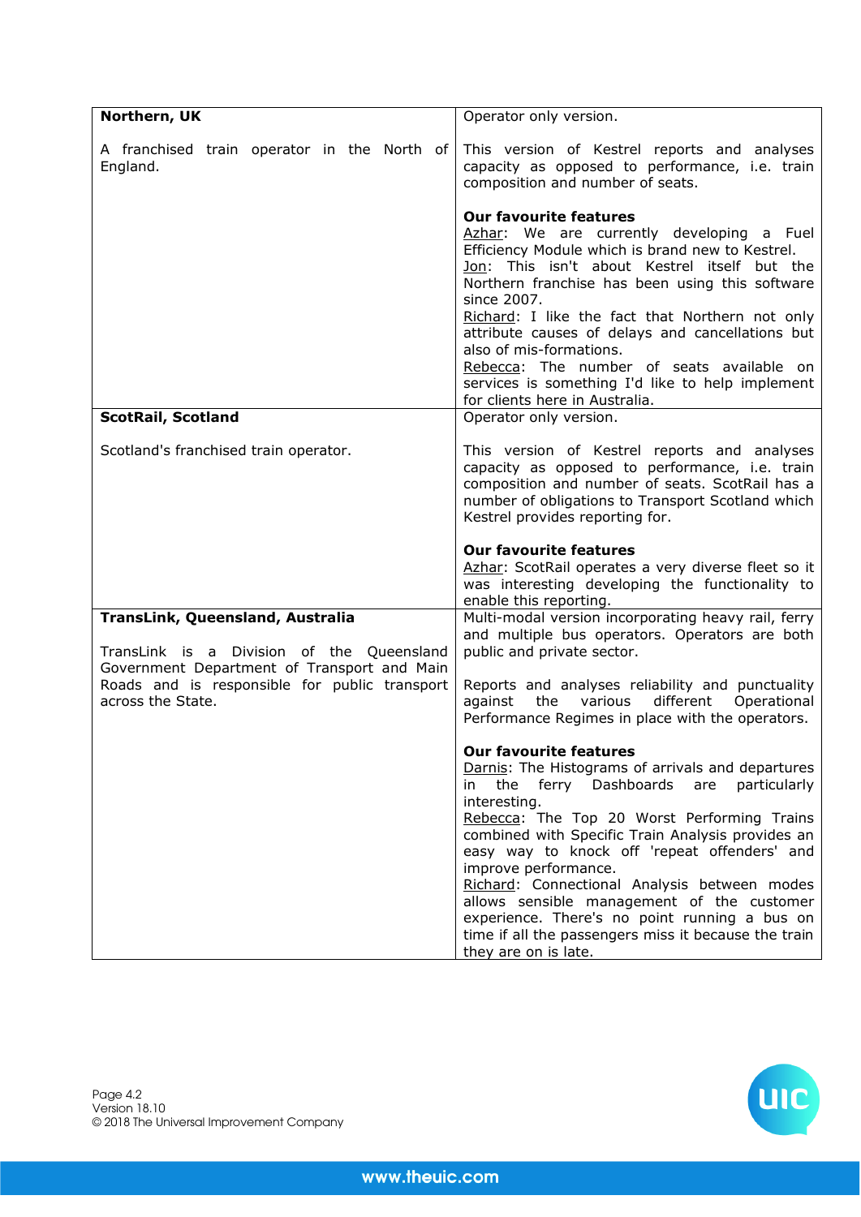| **Northern, UK**<br><br>A franchised train operator in the North of England. | Operator only version.<br><br>This version of Kestrel reports and analyses capacity as opposed to performance, i.e. train composition and number of seats.<br><br>**Our favourite features**<br>Azhar: We are currently developing a Fuel Efficiency Module which is brand new to Kestrel.<br>Jon: This isn't about Kestrel itself but the Northern franchise has been using this software since 2007.<br>Richard: I like the fact that Northern not only attribute causes of delays and cancellations but also of mis-formations.<br>Rebecca: The number of seats available on services is something I'd like to help implement for clients here in Australia. |
|---|---|
| **ScotRail, Scotland**<br><br>Scotland's franchised train operator. | Operator only version.<br><br>This version of Kestrel reports and analyses capacity as opposed to performance, i.e. train composition and number of seats. ScotRail has a number of obligations to Transport Scotland which Kestrel provides reporting for.<br><br>**Our favourite features**<br>Azhar: ScotRail operates a very diverse fleet so it was interesting developing the functionality to enable this reporting. |
| **TransLink, Queensland, Australia**<br><br>TransLink is a Division of the Queensland Government Department of Transport and Main Roads and is responsible for public transport across the State. | Multi-modal version incorporating heavy rail, ferry and multiple bus operators. Operators are both public and private sector.<br><br>Reports and analyses reliability and punctuality against the various different Operational Performance Regimes in place with the operators.<br><br>**Our favourite features**<br>Darnis: The Histograms of arrivals and departures in the ferry Dashboards are particularly interesting.<br>Rebecca: The Top 20 Worst Performing Trains combined with Specific Train Analysis provides an easy way to knock off 'repeat offenders' and improve performance.<br>Richard: Connectional Analysis between modes allows sensible management of the customer experience. There's no point running a bus on time if all the passengers miss it because the train they are on is late. |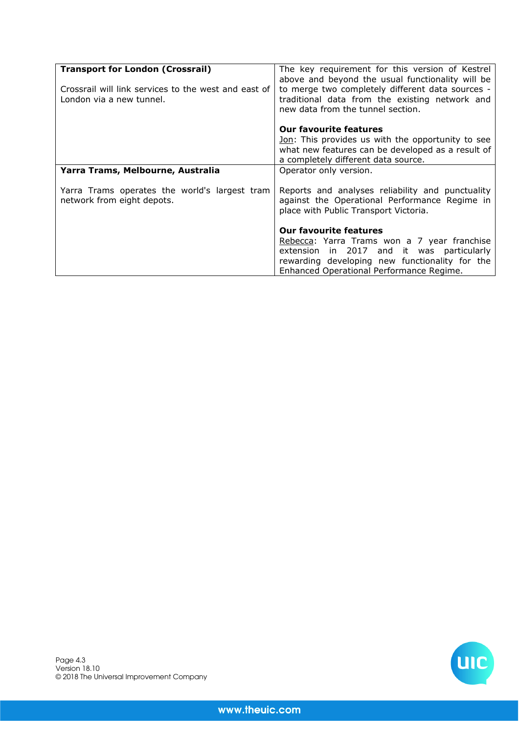| Transport for London (Crossrail) | |
|---|---|
| **Transport for London (Crossrail)**<br><br>Crossrail will link services to the west and east of London via a new tunnel. | The key requirement for this version of Kestrel above and beyond the usual functionality will be to merge two completely different data sources - traditional data from the existing network and new data from the tunnel section.<br><br>**Our favourite features**<br>Jon: This provides us with the opportunity to see what new features can be developed as a result of a completely different data source. |
| **Yarra Trams, Melbourne, Australia**<br><br>Yarra Trams operates the world's largest tram network from eight depots. | Operator only version.<br><br>Reports and analyses reliability and punctuality against the Operational Performance Regime in place with Public Transport Victoria.<br><br>**Our favourite features**<br>Rebecca: Yarra Trams won a 7 year franchise extension in 2017 and it was particularly rewarding developing new functionality for the Enhanced Operational Performance Regime. |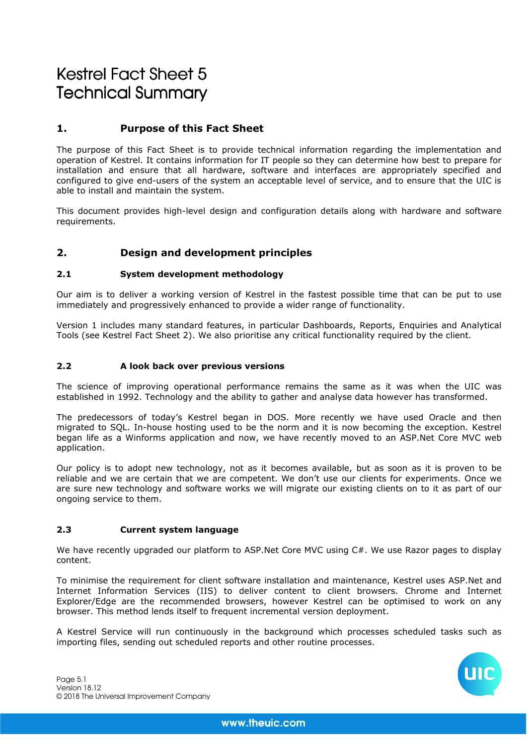# Kestrel Fact Sheet 5
# Technical Summary

## 1. Purpose of this Fact Sheet

The purpose of this Fact Sheet is to provide technical information regarding the implementation and operation of Kestrel. It contains information for IT people so they can determine how best to prepare for installation and ensure that all hardware, software and interfaces are appropriately specified and configured to give end-users of the system an acceptable level of service, and to ensure that the UIC is able to install and maintain the system.

This document provides high-level design and configuration details along with hardware and software requirements.

## 2. Design and development principles

### 2.1 System development methodology

Our aim is to deliver a working version of Kestrel in the fastest possible time that can be put to use immediately and progressively enhanced to provide a wider range of functionality.

Version 1 includes many standard features, in particular Dashboards, Reports, Enquiries and Analytical Tools (see Kestrel Fact Sheet 2). We also prioritise any critical functionality required by the client.

### 2.2 A look back over previous versions

The science of improving operational performance remains the same as it was when the UIC was established in 1992. Technology and the ability to gather and analyse data however has transformed.

The predecessors of today's Kestrel began in DOS. More recently we have used Oracle and then migrated to SQL. In-house hosting used to be the norm and it is now becoming the exception. Kestrel began life as a Winforms application and now, we have recently moved to an ASP.Net Core MVC web application.

Our policy is to adopt new technology, not as it becomes available, but as soon as it is proven to be reliable and we are certain that we are competent. We don't use our clients for experiments. Once we are sure new technology and software works we will migrate our existing clients on to it as part of our ongoing service to them.

### 2.3 Current system language

We have recently upgraded our platform to ASP.Net Core MVC using C#. We use Razor pages to display content.

To minimise the requirement for client software installation and maintenance, Kestrel uses ASP.Net and Internet Information Services (IIS) to deliver content to client browsers. Chrome and Internet Explorer/Edge are the recommended browsers, however Kestrel can be optimised to work on any browser. This method lends itself to frequent incremental version deployment.

A Kestrel Service will run continuously in the background which processes scheduled tasks such as importing files, sending out scheduled reports and other routine processes.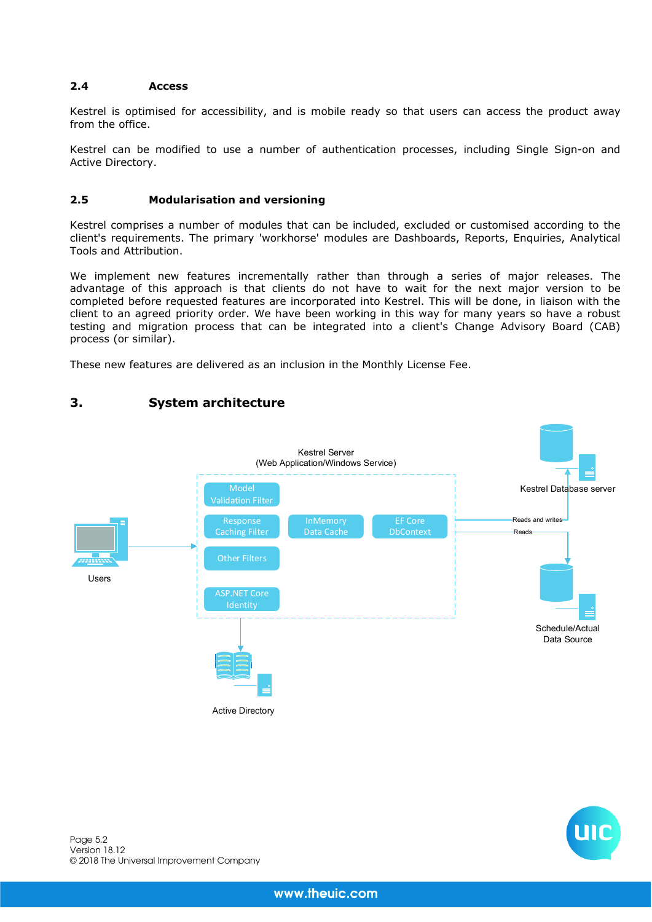### 2.4 Access

Kestrel is optimised for accessibility, and is mobile ready so that users can access the product away from the office.

Kestrel can be modified to use a number of authentication processes, including Single Sign-on and Active Directory.

### 2.5 Modularisation and versioning

Kestrel comprises a number of modules that can be included, excluded or customised according to the client's requirements. The primary 'workhorse' modules are Dashboards, Reports, Enquiries, Analytical Tools and Attribution.

We implement new features incrementally rather than through a series of major releases. The advantage of this approach is that clients do not have to wait for the next major version to be completed before requested features are incorporated into Kestrel. This will be done, in liaison with the client to an agreed priority order. We have been working in this way for many years so have a robust testing and migration process that can be integrated into a client's Change Advisory Board (CAB) process (or similar).

These new features are delivered as an inclusion in the Monthly License Fee.

## 3. System architecture

Kestrel Server
(Web Application/Windows Service)

Model Validation Filter

Response Caching Filter

InMemory Data Cache

EF Core DbContext

Other Filters

ASP.NET Core Identity

Users

Kestrel Database server

Reads and writes

Reads

Schedule/Actual Data Source

Active Directory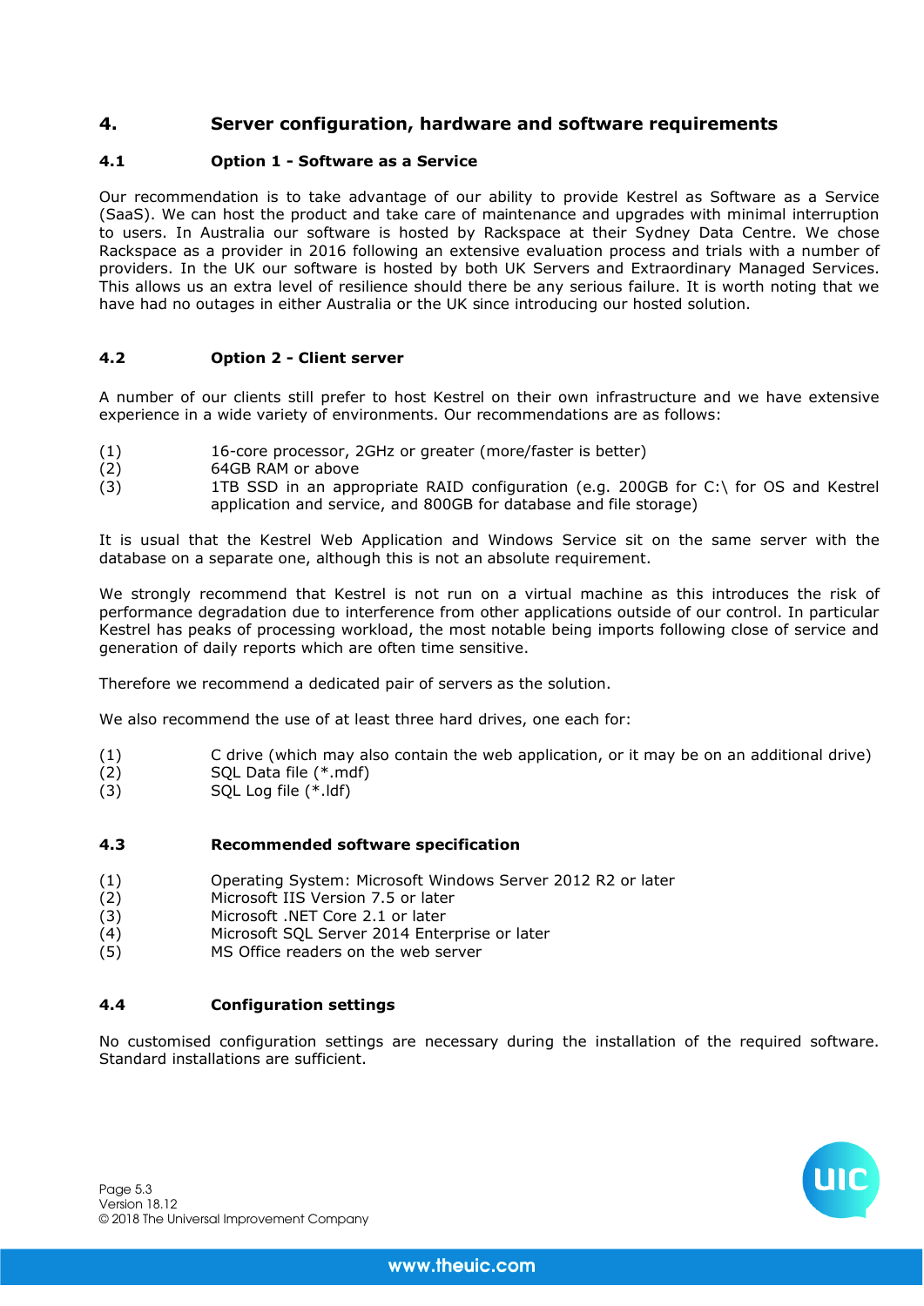## 4. Server configuration, hardware and software requirements

### 4.1 Option 1 - Software as a Service

Our recommendation is to take advantage of our ability to provide Kestrel as Software as a Service (SaaS). We can host the product and take care of maintenance and upgrades with minimal interruption to users. In Australia our software is hosted by Rackspace at their Sydney Data Centre. We chose Rackspace as a provider in 2016 following an extensive evaluation process and trials with a number of providers. In the UK our software is hosted by both UK Servers and Extraordinary Managed Services. This allows us an extra level of resilience should there be any serious failure. It is worth noting that we have had no outages in either Australia or the UK since introducing our hosted solution.

### 4.2 Option 2 - Client server

A number of our clients still prefer to host Kestrel on their own infrastructure and we have extensive experience in a wide variety of environments. Our recommendations are as follows:

(1) 16-core processor, 2GHz or greater (more/faster is better)
(2) 64GB RAM or above
(3) 1TB SSD in an appropriate RAID configuration (e.g. 200GB for C:\ for OS and Kestrel application and service, and 800GB for database and file storage)

It is usual that the Kestrel Web Application and Windows Service sit on the same server with the database on a separate one, although this is not an absolute requirement.

We strongly recommend that Kestrel is not run on a virtual machine as this introduces the risk of performance degradation due to interference from other applications outside of our control. In particular Kestrel has peaks of processing workload, the most notable being imports following close of service and generation of daily reports which are often time sensitive.

Therefore we recommend a dedicated pair of servers as the solution.

We also recommend the use of at least three hard drives, one each for:

(1) C drive (which may also contain the web application, or it may be on an additional drive)
(2) SQL Data file (*.mdf)
(3) SQL Log file (*.ldf)

### 4.3 Recommended software specification

(1) Operating System: Microsoft Windows Server 2012 R2 or later
(2) Microsoft IIS Version 7.5 or later
(3) Microsoft .NET Core 2.1 or later
(4) Microsoft SQL Server 2014 Enterprise or later
(5) MS Office readers on the web server

### 4.4 Configuration settings

No customised configuration settings are necessary during the installation of the required software. Standard installations are sufficient.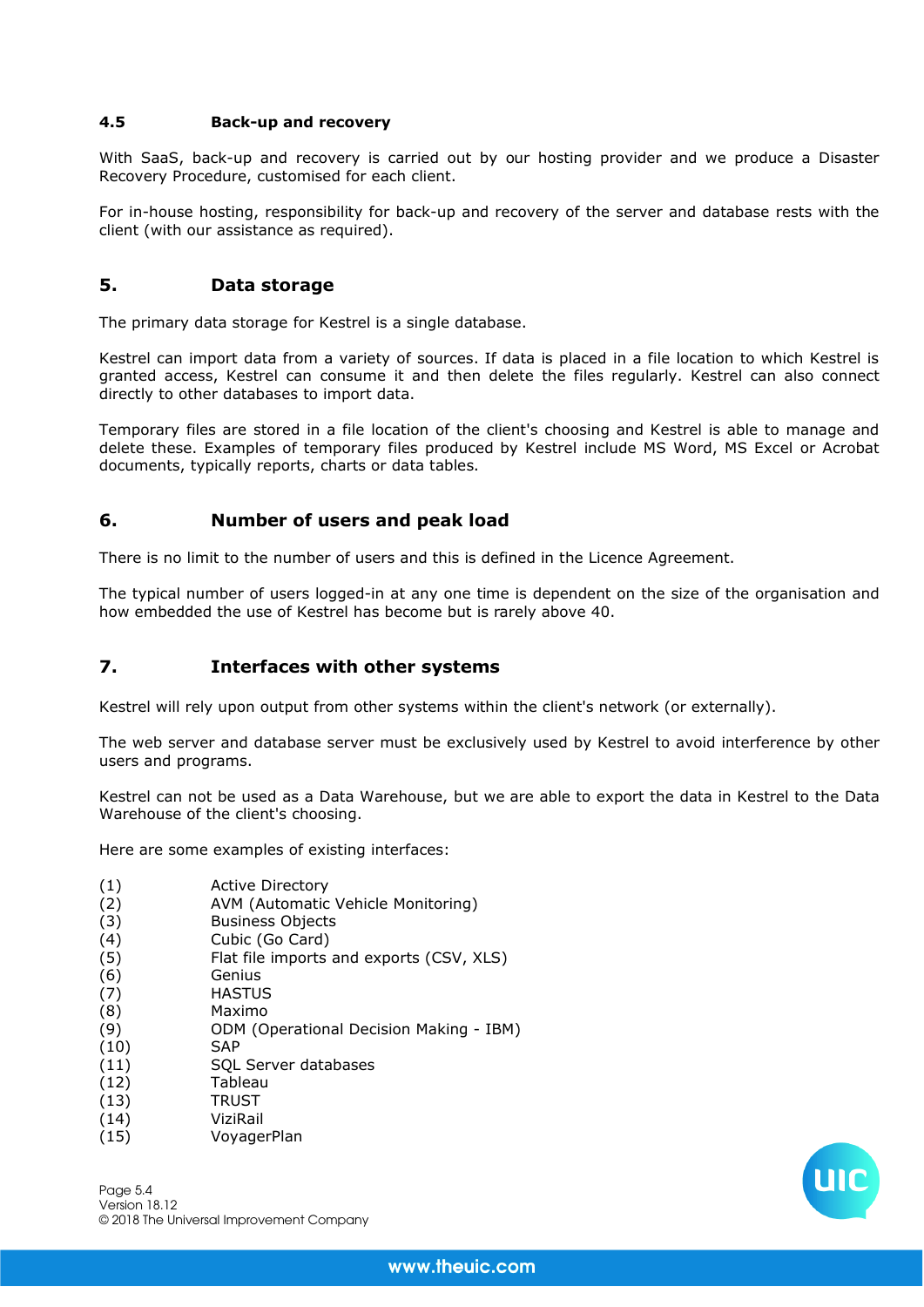### 4.5 Back-up and recovery

With SaaS, back-up and recovery is carried out by our hosting provider and we produce a Disaster Recovery Procedure, customised for each client.

For in-house hosting, responsibility for back-up and recovery of the server and database rests with the client (with our assistance as required).

## 5. Data storage

The primary data storage for Kestrel is a single database.

Kestrel can import data from a variety of sources. If data is placed in a file location to which Kestrel is granted access, Kestrel can consume it and then delete the files regularly. Kestrel can also connect directly to other databases to import data.

Temporary files are stored in a file location of the client's choosing and Kestrel is able to manage and delete these. Examples of temporary files produced by Kestrel include MS Word, MS Excel or Acrobat documents, typically reports, charts or data tables.

## 6. Number of users and peak load

There is no limit to the number of users and this is defined in the Licence Agreement.

The typical number of users logged-in at any one time is dependent on the size of the organisation and how embedded the use of Kestrel has become but is rarely above 40.

## 7. Interfaces with other systems

Kestrel will rely upon output from other systems within the client's network (or externally).

The web server and database server must be exclusively used by Kestrel to avoid interference by other users and programs.

Kestrel can not be used as a Data Warehouse, but we are able to export the data in Kestrel to the Data Warehouse of the client's choosing.

Here are some examples of existing interfaces:

(1) Active Directory
(2) AVM (Automatic Vehicle Monitoring)
(3) Business Objects
(4) Cubic (Go Card)
(5) Flat file imports and exports (CSV, XLS)
(6) Genius
(7) HASTUS
(8) Maximo
(9) ODM (Operational Decision Making - IBM)
(10) SAP
(11) SQL Server databases
(12) Tableau
(13) TRUST
(14) ViziRail
(15) VoyagerPlan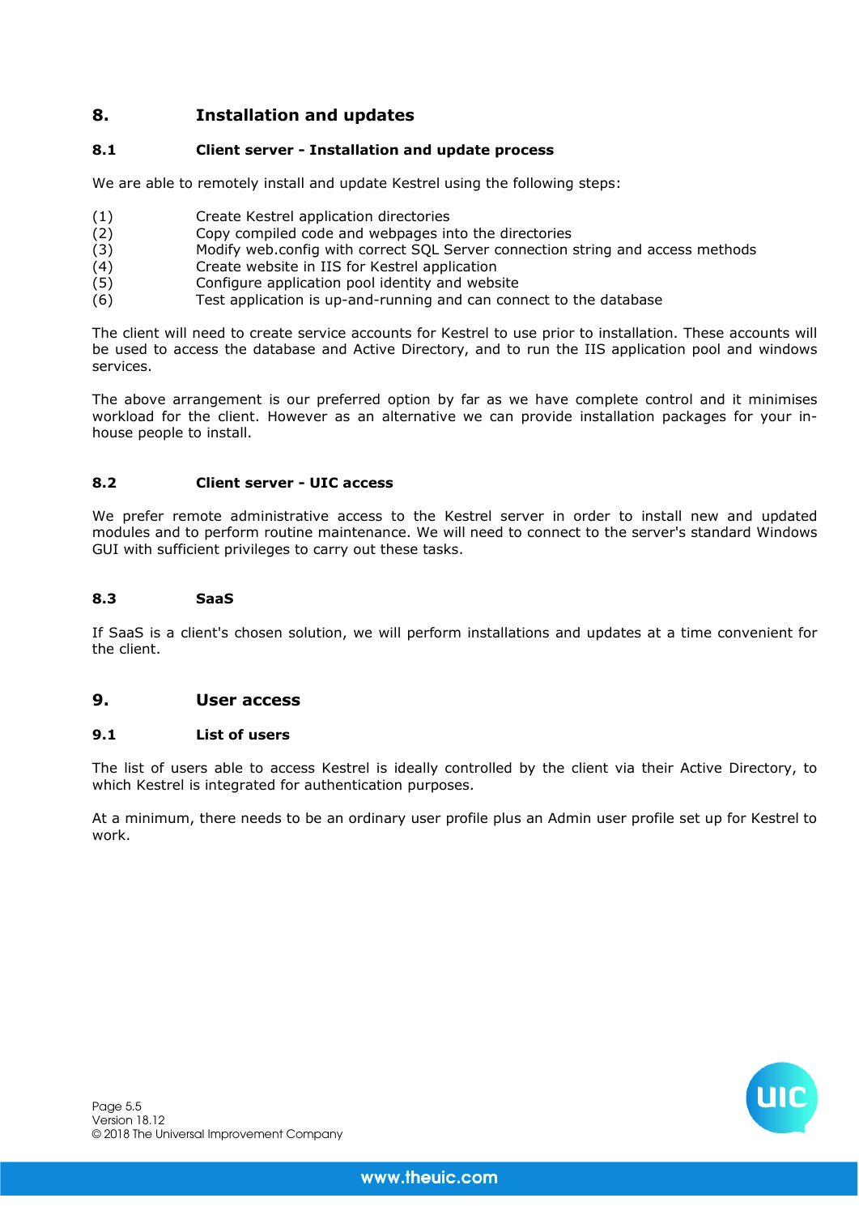# 8. Installation and updates

## 8.1 Client server - Installation and update process

We are able to remotely install and update Kestrel using the following steps:

(1) Create Kestrel application directories
(2) Copy compiled code and webpages into the directories
(3) Modify web.config with correct SQL Server connection string and access methods
(4) Create website in IIS for Kestrel application
(5) Configure application pool identity and website
(6) Test application is up-and-running and can connect to the database

The client will need to create service accounts for Kestrel to use prior to installation. These accounts will be used to access the database and Active Directory, and to run the IIS application pool and windows services.

The above arrangement is our preferred option by far as we have complete control and it minimises workload for the client. However as an alternative we can provide installation packages for your in-house people to install.

## 8.2 Client server - UIC access

We prefer remote administrative access to the Kestrel server in order to install new and updated modules and to perform routine maintenance. We will need to connect to the server's standard Windows GUI with sufficient privileges to carry out these tasks.

## 8.3 SaaS

If SaaS is a client's chosen solution, we will perform installations and updates at a time convenient for the client.

# 9. User access

## 9.1 List of users

The list of users able to access Kestrel is ideally controlled by the client via their Active Directory, to which Kestrel is integrated for authentication purposes.

At a minimum, there needs to be an ordinary user profile plus an Admin user profile set up for Kestrel to work.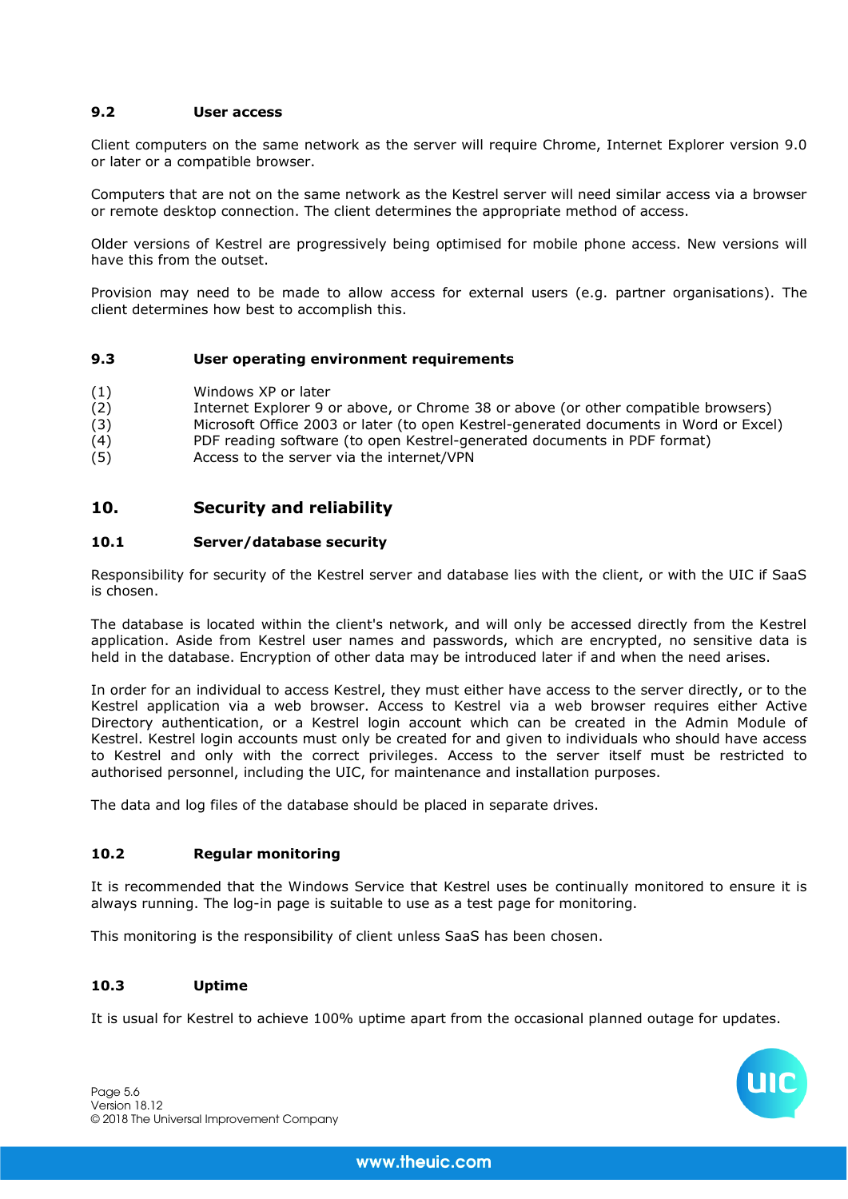### 9.2 User access

Client computers on the same network as the server will require Chrome, Internet Explorer version 9.0 or later or a compatible browser.

Computers that are not on the same network as the Kestrel server will need similar access via a browser or remote desktop connection. The client determines the appropriate method of access.

Older versions of Kestrel are progressively being optimised for mobile phone access. New versions will have this from the outset.

Provision may need to be made to allow access for external users (e.g. partner organisations). The client determines how best to accomplish this.

### 9.3 User operating environment requirements

(1) Windows XP or later
(2) Internet Explorer 9 or above, or Chrome 38 or above (or other compatible browsers)
(3) Microsoft Office 2003 or later (to open Kestrel-generated documents in Word or Excel)
(4) PDF reading software (to open Kestrel-generated documents in PDF format)
(5) Access to the server via the internet/VPN

## 10. Security and reliability

### 10.1 Server/database security

Responsibility for security of the Kestrel server and database lies with the client, or with the UIC if SaaS is chosen.

The database is located within the client's network, and will only be accessed directly from the Kestrel application. Aside from Kestrel user names and passwords, which are encrypted, no sensitive data is held in the database. Encryption of other data may be introduced later if and when the need arises.

In order for an individual to access Kestrel, they must either have access to the server directly, or to the Kestrel application via a web browser. Access to Kestrel via a web browser requires either Active Directory authentication, or a Kestrel login account which can be created in the Admin Module of Kestrel. Kestrel login accounts must only be created for and given to individuals who should have access to Kestrel and only with the correct privileges. Access to the server itself must be restricted to authorised personnel, including the UIC, for maintenance and installation purposes.

The data and log files of the database should be placed in separate drives.

### 10.2 Regular monitoring

It is recommended that the Windows Service that Kestrel uses be continually monitored to ensure it is always running. The log-in page is suitable to use as a test page for monitoring.

This monitoring is the responsibility of client unless SaaS has been chosen.

### 10.3 Uptime

It is usual for Kestrel to achieve 100% uptime apart from the occasional planned outage for updates.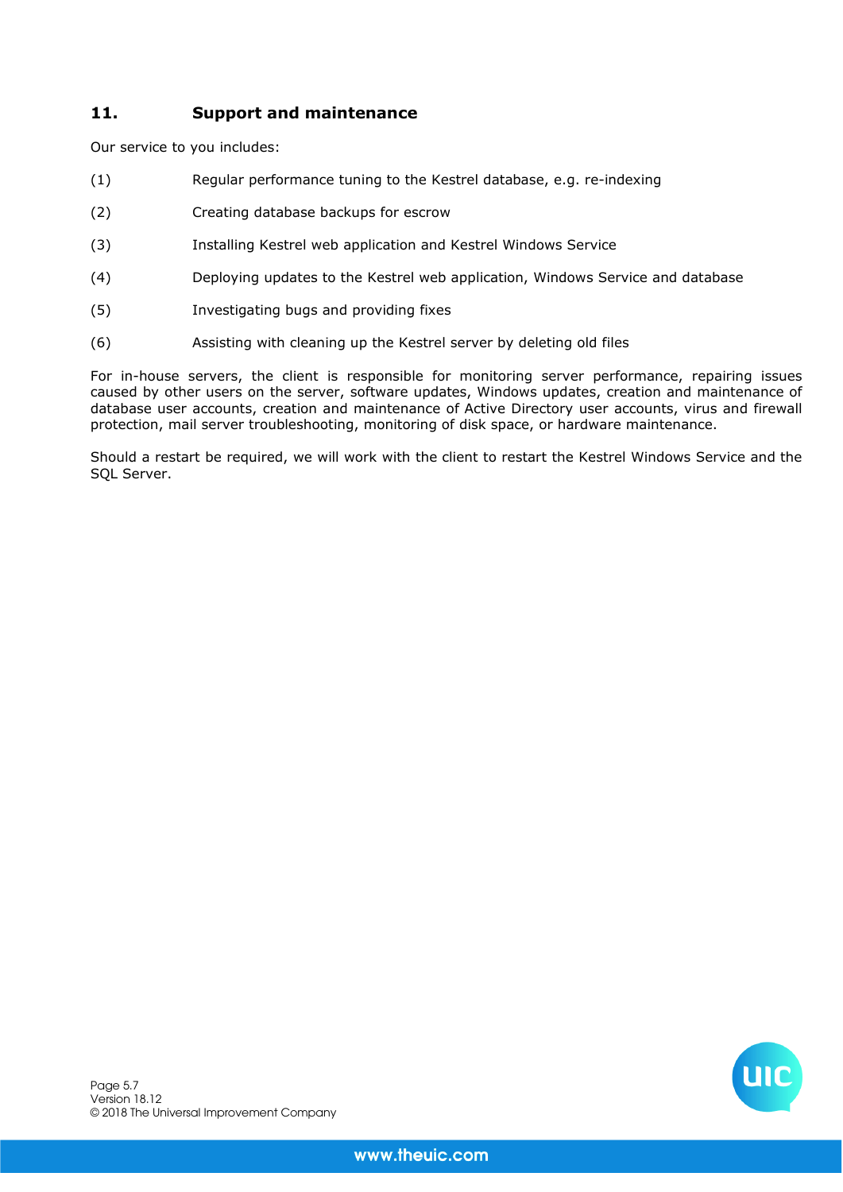## 11. Support and maintenance

Our service to you includes:

(1) Regular performance tuning to the Kestrel database, e.g. re-indexing

(2) Creating database backups for escrow

(3) Installing Kestrel web application and Kestrel Windows Service

(4) Deploying updates to the Kestrel web application, Windows Service and database

(5) Investigating bugs and providing fixes

(6) Assisting with cleaning up the Kestrel server by deleting old files

For in-house servers, the client is responsible for monitoring server performance, repairing issues caused by other users on the server, software updates, Windows updates, creation and maintenance of database user accounts, creation and maintenance of Active Directory user accounts, virus and firewall protection, mail server troubleshooting, monitoring of disk space, or hardware maintenance.

Should a restart be required, we will work with the client to restart the Kestrel Windows Service and the SQL Server.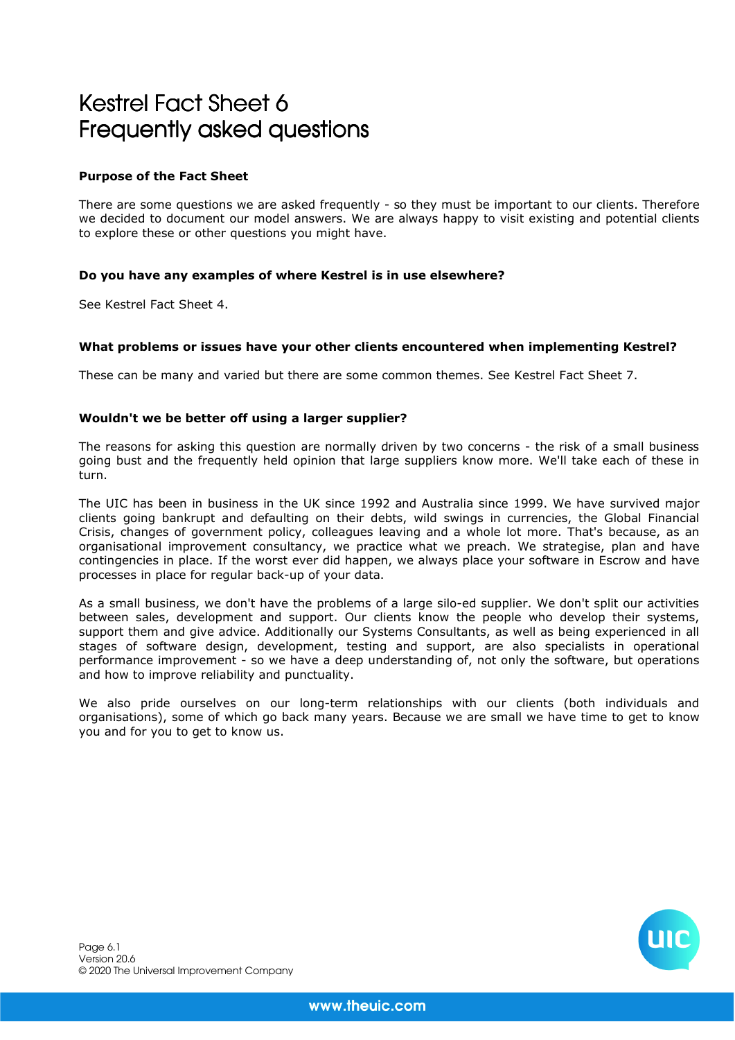# Kestrel Fact Sheet 6
# Frequently asked questions

**Purpose of the Fact Sheet**

There are some questions we are asked frequently - so they must be important to our clients. Therefore we decided to document our model answers. We are always happy to visit existing and potential clients to explore these or other questions you might have.

**Do you have any examples of where Kestrel is in use elsewhere?**

See Kestrel Fact Sheet 4.

**What problems or issues have your other clients encountered when implementing Kestrel?**

These can be many and varied but there are some common themes. See Kestrel Fact Sheet 7.

**Wouldn't we be better off using a larger supplier?**

The reasons for asking this question are normally driven by two concerns - the risk of a small business going bust and the frequently held opinion that large suppliers know more. We'll take each of these in turn.

The UIC has been in business in the UK since 1992 and Australia since 1999. We have survived major clients going bankrupt and defaulting on their debts, wild swings in currencies, the Global Financial Crisis, changes of government policy, colleagues leaving and a whole lot more. That's because, as an organisational improvement consultancy, we practice what we preach. We strategise, plan and have contingencies in place. If the worst ever did happen, we always place your software in Escrow and have processes in place for regular back-up of your data.

As a small business, we don't have the problems of a large silo-ed supplier. We don't split our activities between sales, development and support. Our clients know the people who develop their systems, support them and give advice. Additionally our Systems Consultants, as well as being experienced in all stages of software design, development, testing and support, are also specialists in operational performance improvement - so we have a deep understanding of, not only the software, but operations and how to improve reliability and punctuality.

We also pride ourselves on our long-term relationships with our clients (both individuals and organisations), some of which go back many years. Because we are small we have time to get to know you and for you to get to know us.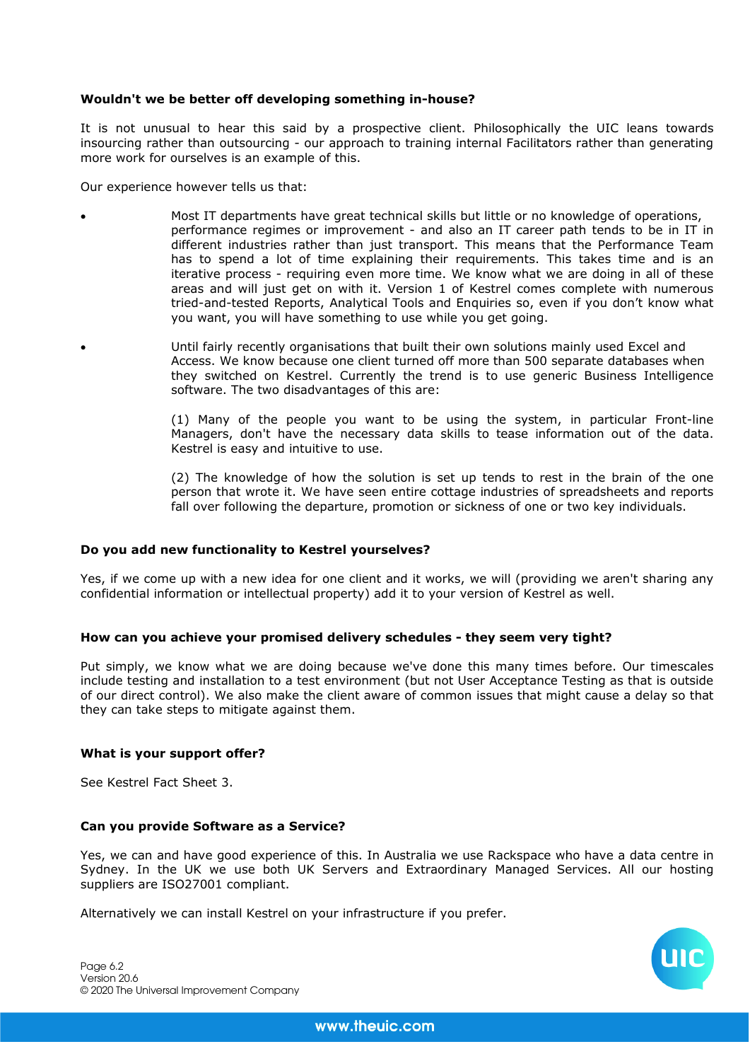**Wouldn't we be better off developing something in-house?**

It is not unusual to hear this said by a prospective client. Philosophically the UIC leans towards insourcing rather than outsourcing - our approach to training internal Facilitators rather than generating more work for ourselves is an example of this.

Our experience however tells us that:

- Most IT departments have great technical skills but little or no knowledge of operations, performance regimes or improvement - and also an IT career path tends to be in IT in different industries rather than just transport. This means that the Performance Team has to spend a lot of time explaining their requirements. This takes time and is an iterative process - requiring even more time. We know what we are doing in all of these areas and will just get on with it. Version 1 of Kestrel comes complete with numerous tried-and-tested Reports, Analytical Tools and Enquiries so, even if you don't know what you want, you will have something to use while you get going.

- Until fairly recently organisations that built their own solutions mainly used Excel and Access. We know because one client turned off more than 500 separate databases when they switched on Kestrel. Currently the trend is to use generic Business Intelligence software. The two disadvantages of this are:

  (1) Many of the people you want to be using the system, in particular Front-line Managers, don't have the necessary data skills to tease information out of the data. Kestrel is easy and intuitive to use.

  (2) The knowledge of how the solution is set up tends to rest in the brain of the one person that wrote it. We have seen entire cottage industries of spreadsheets and reports fall over following the departure, promotion or sickness of one or two key individuals.

**Do you add new functionality to Kestrel yourselves?**

Yes, if we come up with a new idea for one client and it works, we will (providing we aren't sharing any confidential information or intellectual property) add it to your version of Kestrel as well.

**How can you achieve your promised delivery schedules - they seem very tight?**

Put simply, we know what we are doing because we've done this many times before. Our timescales include testing and installation to a test environment (but not User Acceptance Testing as that is outside of our direct control). We also make the client aware of common issues that might cause a delay so that they can take steps to mitigate against them.

**What is your support offer?**

See Kestrel Fact Sheet 3.

**Can you provide Software as a Service?**

Yes, we can and have good experience of this. In Australia we use Rackspace who have a data centre in Sydney. In the UK we use both UK Servers and Extraordinary Managed Services. All our hosting suppliers are ISO27001 compliant.

Alternatively we can install Kestrel on your infrastructure if you prefer.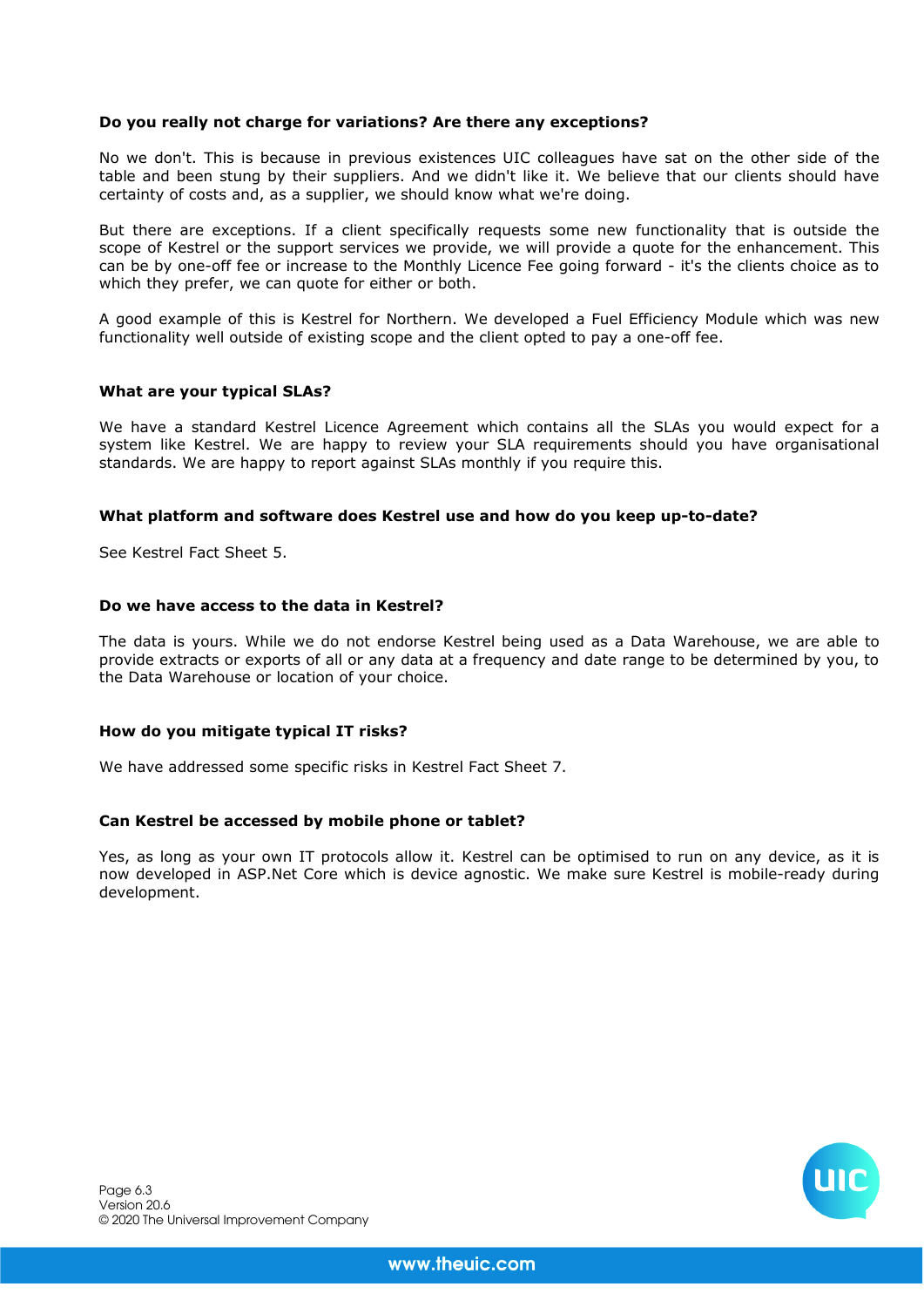**Do you really not charge for variations? Are there any exceptions?**

No we don't. This is because in previous existences UIC colleagues have sat on the other side of the table and been stung by their suppliers. And we didn't like it. We believe that our clients should have certainty of costs and, as a supplier, we should know what we're doing.

But there are exceptions. If a client specifically requests some new functionality that is outside the scope of Kestrel or the support services we provide, we will provide a quote for the enhancement. This can be by one-off fee or increase to the Monthly Licence Fee going forward - it's the clients choice as to which they prefer, we can quote for either or both.

A good example of this is Kestrel for Northern. We developed a Fuel Efficiency Module which was new functionality well outside of existing scope and the client opted to pay a one-off fee.

**What are your typical SLAs?**

We have a standard Kestrel Licence Agreement which contains all the SLAs you would expect for a system like Kestrel. We are happy to review your SLA requirements should you have organisational standards. We are happy to report against SLAs monthly if you require this.

**What platform and software does Kestrel use and how do you keep up-to-date?**

See Kestrel Fact Sheet 5.

**Do we have access to the data in Kestrel?**

The data is yours. While we do not endorse Kestrel being used as a Data Warehouse, we are able to provide extracts or exports of all or any data at a frequency and date range to be determined by you, to the Data Warehouse or location of your choice.

**How do you mitigate typical IT risks?**

We have addressed some specific risks in Kestrel Fact Sheet 7.

**Can Kestrel be accessed by mobile phone or tablet?**

Yes, as long as your own IT protocols allow it. Kestrel can be optimised to run on any device, as it is now developed in ASP.Net Core which is device agnostic. We make sure Kestrel is mobile-ready during development.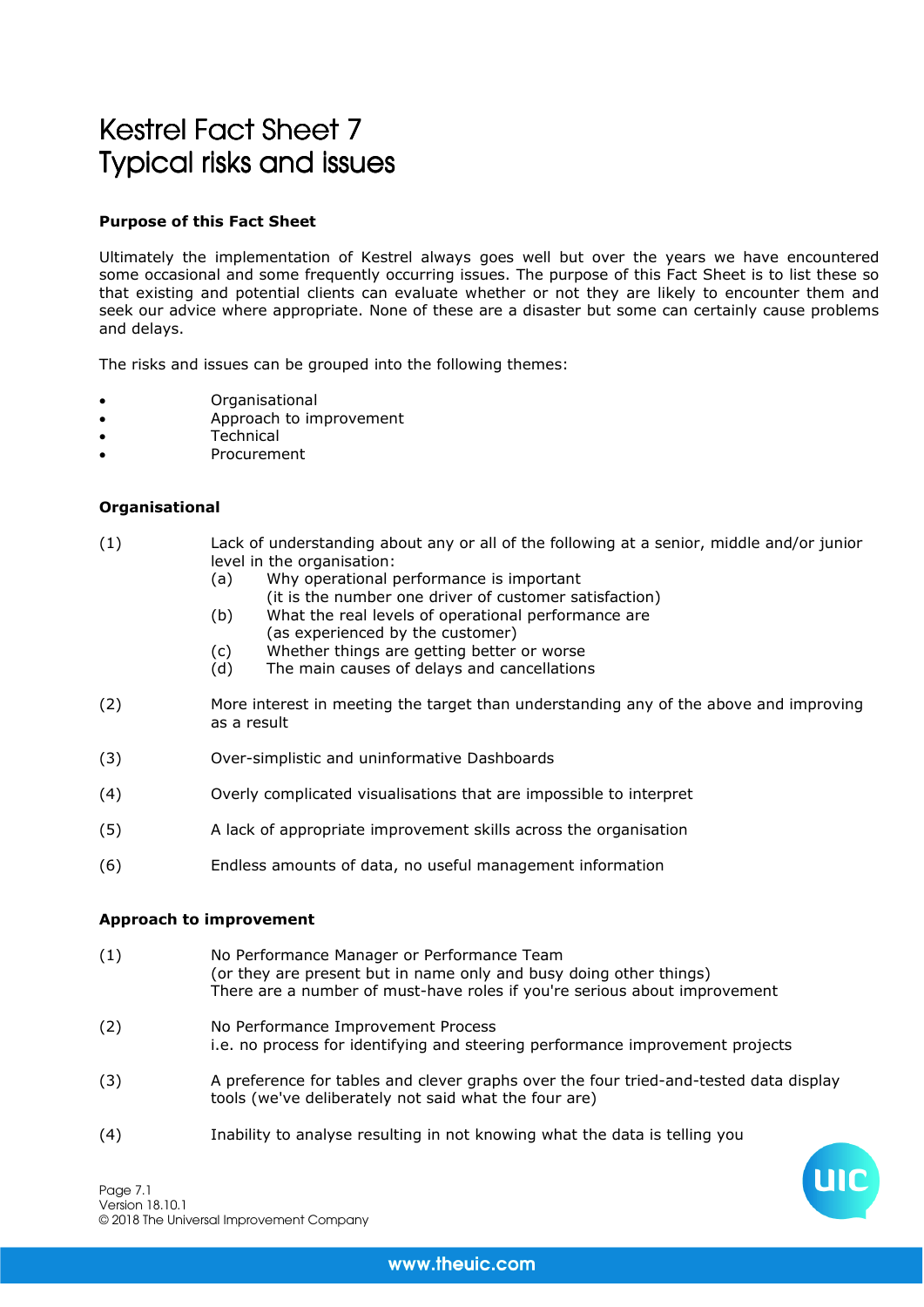# Kestrel Fact Sheet 7
# Typical risks and issues

**Purpose of this Fact Sheet**

Ultimately the implementation of Kestrel always goes well but over the years we have encountered some occasional and some frequently occurring issues. The purpose of this Fact Sheet is to list these so that existing and potential clients can evaluate whether or not they are likely to encounter them and seek our advice where appropriate. None of these are a disaster but some can certainly cause problems and delays.

The risks and issues can be grouped into the following themes:

- Organisational
- Approach to improvement
- Technical
- Procurement

**Organisational**

(1) Lack of understanding about any or all of the following at a senior, middle and/or junior level in the organisation:
  - (a) Why operational performance is important (it is the number one driver of customer satisfaction)
  - (b) What the real levels of operational performance are (as experienced by the customer)
  - (c) Whether things are getting better or worse
  - (d) The main causes of delays and cancellations

(2) More interest in meeting the target than understanding any of the above and improving as a result

(3) Over-simplistic and uninformative Dashboards

(4) Overly complicated visualisations that are impossible to interpret

(5) A lack of appropriate improvement skills across the organisation

(6) Endless amounts of data, no useful management information

**Approach to improvement**

(1) No Performance Manager or Performance Team
(or they are present but in name only and busy doing other things)
There are a number of must-have roles if you're serious about improvement

(2) No Performance Improvement Process
i.e. no process for identifying and steering performance improvement projects

(3) A preference for tables and clever graphs over the four tried-and-tested data display tools (we've deliberately not said what the four are)

(4) Inability to analyse resulting in not knowing what the data is telling you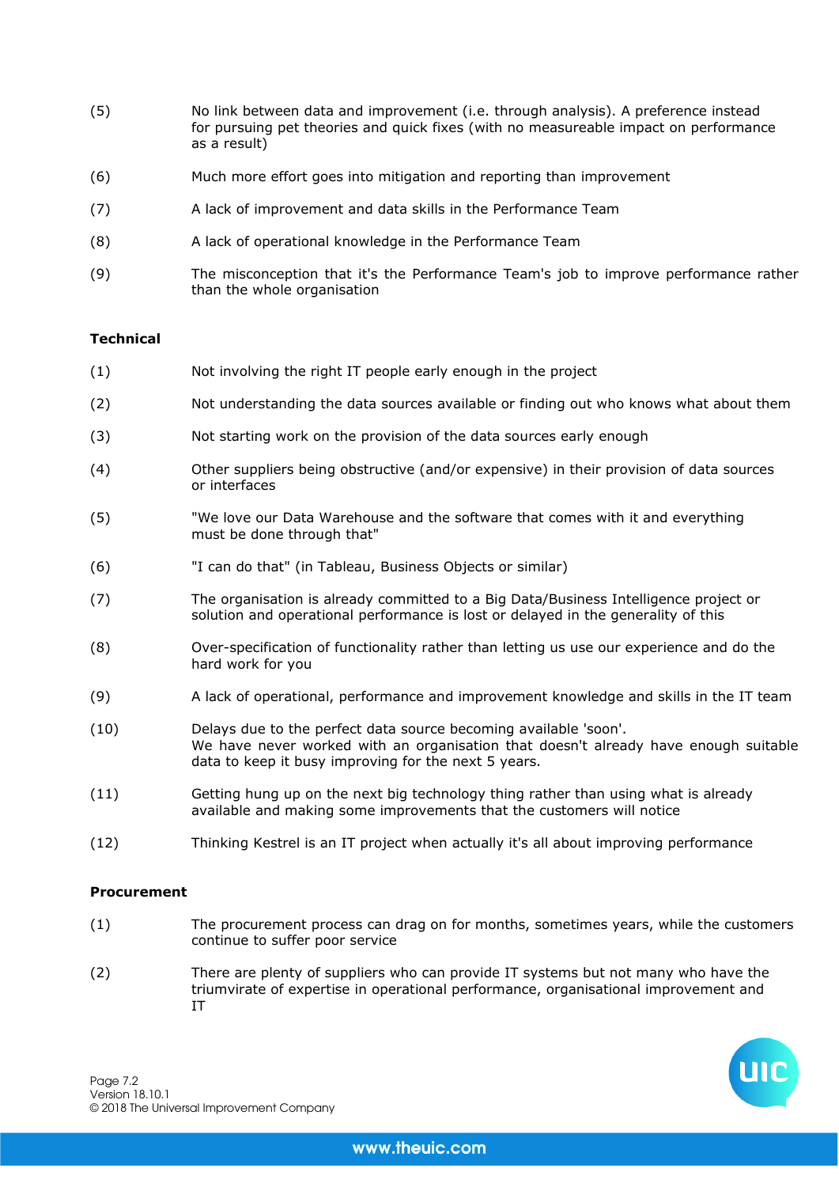(5) No link between data and improvement (i.e. through analysis). A preference instead for pursuing pet theories and quick fixes (with no measureable impact on performance as a result)

(6) Much more effort goes into mitigation and reporting than improvement

(7) A lack of improvement and data skills in the Performance Team

(8) A lack of operational knowledge in the Performance Team

(9) The misconception that it's the Performance Team's job to improve performance rather than the whole organisation

**Technical**

(1) Not involving the right IT people early enough in the project

(2) Not understanding the data sources available or finding out who knows what about them

(3) Not starting work on the provision of the data sources early enough

(4) Other suppliers being obstructive (and/or expensive) in their provision of data sources or interfaces

(5) "We love our Data Warehouse and the software that comes with it and everything must be done through that"

(6) "I can do that" (in Tableau, Business Objects or similar)

(7) The organisation is already committed to a Big Data/Business Intelligence project or solution and operational performance is lost or delayed in the generality of this

(8) Over-specification of functionality rather than letting us use our experience and do the hard work for you

(9) A lack of operational, performance and improvement knowledge and skills in the IT team

(10) Delays due to the perfect data source becoming available 'soon'.
We have never worked with an organisation that doesn't already have enough suitable data to keep it busy improving for the next 5 years.

(11) Getting hung up on the next big technology thing rather than using what is already available and making some improvements that the customers will notice

(12) Thinking Kestrel is an IT project when actually it's all about improving performance

**Procurement**

(1) The procurement process can drag on for months, sometimes years, while the customers continue to suffer poor service

(2) There are plenty of suppliers who can provide IT systems but not many who have the triumvirate of expertise in operational performance, organisational improvement and IT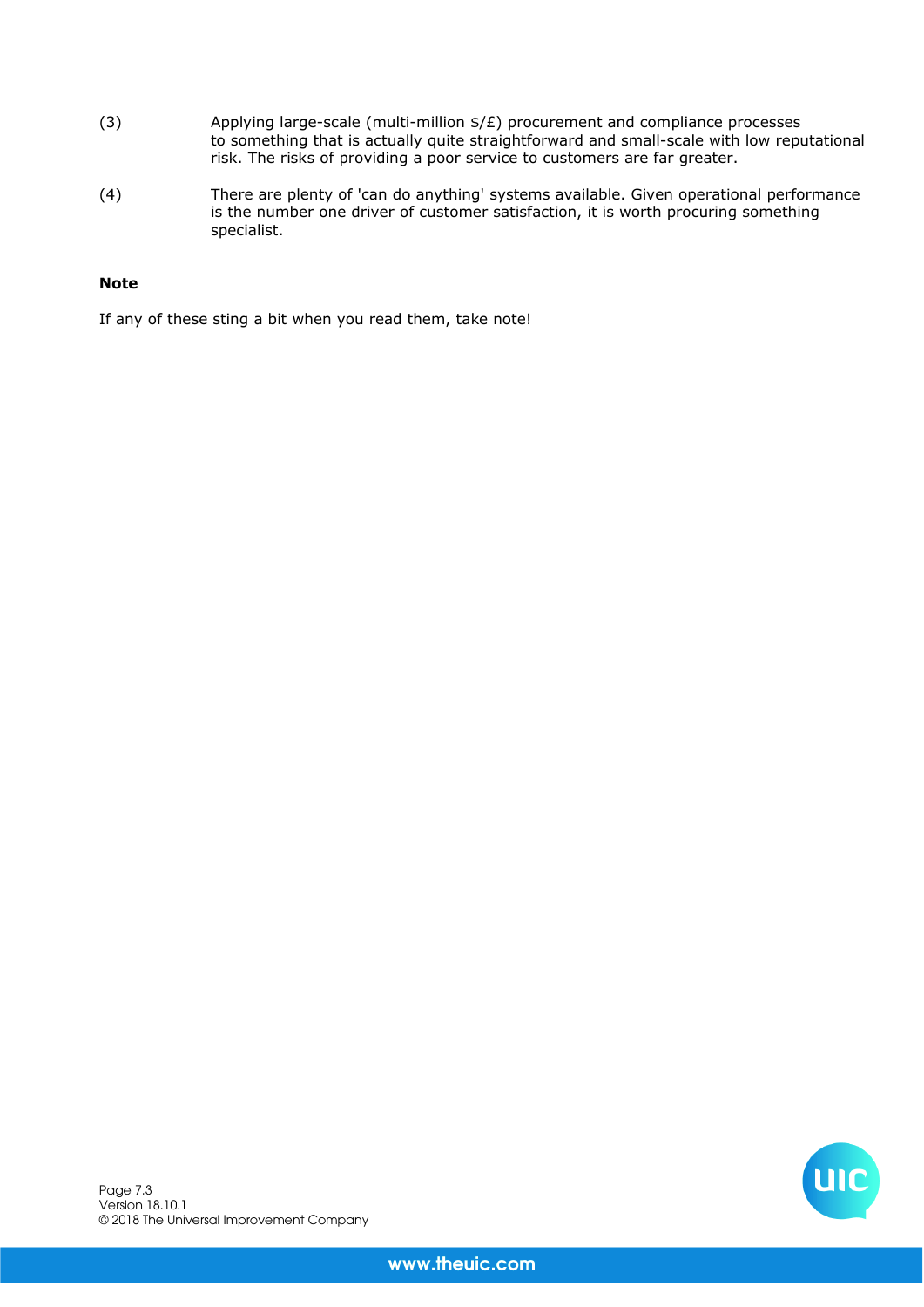(3) Applying large-scale (multi-million $/£) procurement and compliance processes to something that is actually quite straightforward and small-scale with low reputational risk. The risks of providing a poor service to customers are far greater.

(4) There are plenty of 'can do anything' systems available. Given operational performance is the number one driver of customer satisfaction, it is worth procuring something specialist.

**Note**

If any of these sting a bit when you read them, take note!